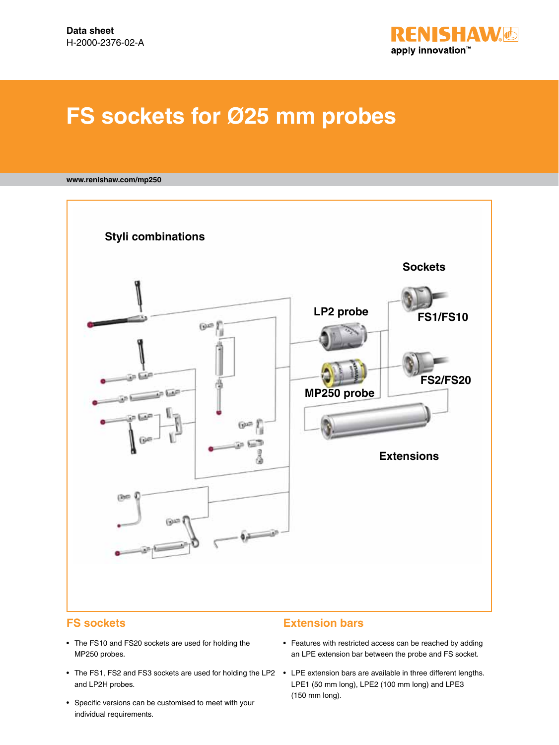Data sheet
H-2000-2376-02-A

# FS sockets for Ø25 mm probes

www.renishaw.com/mp250

Styli combinations

Sockets

LP2 probe

FS1/FS10

FS2/FS20

MP250 probe

Extensions

## FS sockets

- The FS10 and FS20 sockets are used for holding the MP250 probes.
- The FS1, FS2 and FS3 sockets are used for holding the LP2 and LP2H probes.
- Specific versions can be customised to meet with your individual requirements.

## Extension bars

- Features with restricted access can be reached by adding an LPE extension bar between the probe and FS socket.
- LPE extension bars are available in three different lengths. LPE1 (50 mm long), LPE2 (100 mm long) and LPE3 (150 mm long).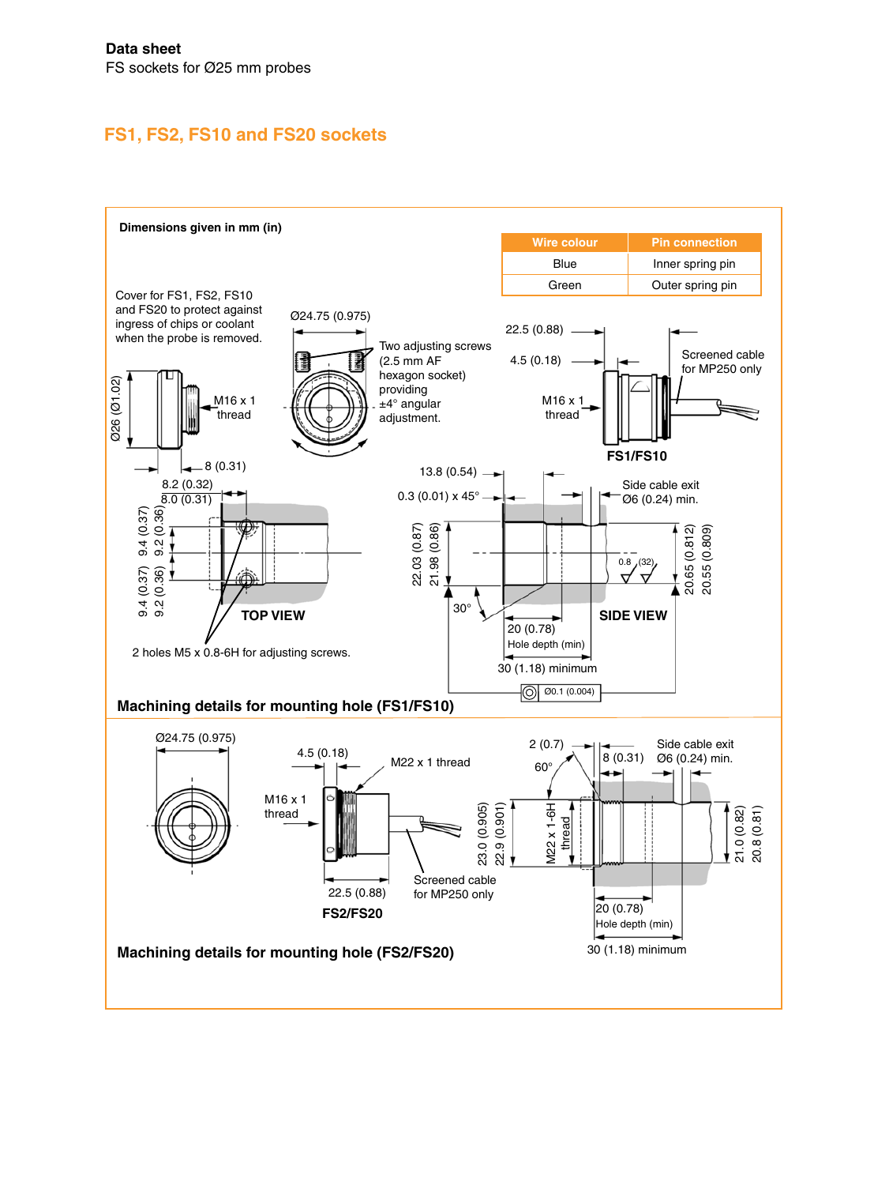**Data sheet**
FS sockets for Ø25 mm probes

## FS1, FS2, FS10 and FS20 sockets

**Dimensions given in mm (in)**

| Wire colour | Pin connection |
|---|---|
| Blue | Inner spring pin |
| Green | Outer spring pin |

Cover for FS1, FS2, FS10 and FS20 to protect against ingress of chips or coolant when the probe is removed.

Ø26 (Ø1.02)

M16 x 1 thread

8 (0.31)

Ø24.75 (0.975)

Two adjusting screws (2.5 mm AF hexagon socket) providing ±4° angular adjustment.

22.5 (0.88)

4.5 (0.18)

M16 x 1 thread

Screened cable for MP250 only

**FS1/FS10**

8.2 (0.32)
8.0 (0.31)

9.4 (0.37) 9.2 (0.36)

9.4 (0.37) 9.2 (0.36)

**TOP VIEW**

2 holes M5 x 0.8-6H for adjusting screws.

13.8 (0.54)

0.3 (0.01) x 45°

Side cable exit Ø6 (0.24) min.

22.03 (0.87) 21.98 (0.86)

0.8 (32)

20.65 (0.812) 20.55 (0.809)

30°

20 (0.78) Hole depth (min)

30 (1.18) minimum

**SIDE VIEW**

◎ Ø0.1 (0.004)

**Machining details for mounting hole (FS1/FS10)**

Ø24.75 (0.975)

4.5 (0.18)

M22 x 1 thread

M16 x 1 thread

22.5 (0.88)

Screened cable for MP250 only

**FS2/FS20**

2 (0.7)

60°

8 (0.31)

Side cable exit Ø6 (0.24) min.

23.0 (0.905) 22.9 (0.901)

M22 x 1-6H thread

21.0 (0.82) 20.8 (0.81)

20 (0.78) Hole depth (min)

30 (1.18) minimum

**Machining details for mounting hole (FS2/FS20)**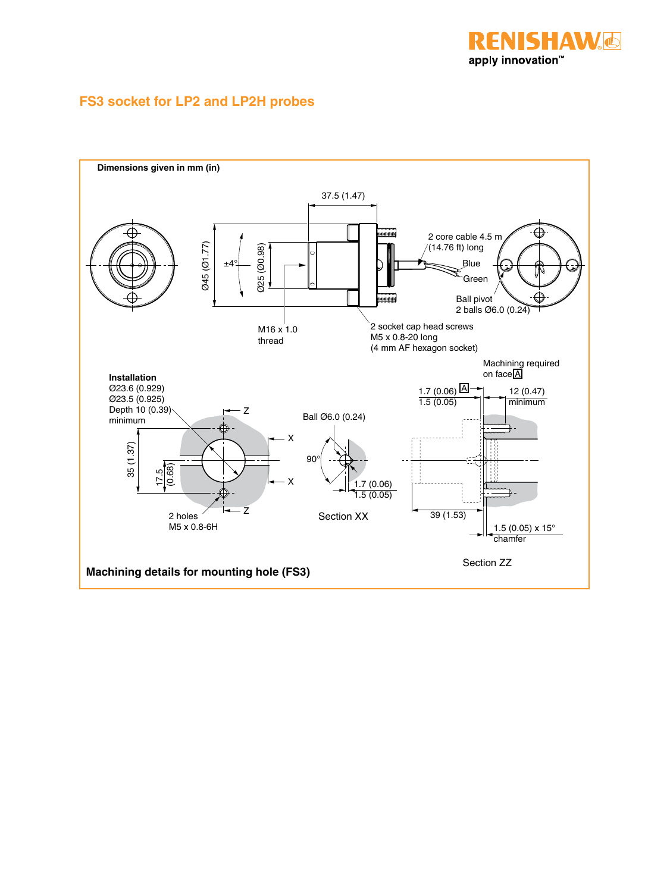# FS3 socket for LP2 and LP2H probes

**Dimensions given in mm (in)**

37.5 (1.47)

Ø45 (Ø1.77)

±4°

Ø25 (Ø0.98)

2 core cable 4.5 m (14.76 ft) long

Blue

Green

Ball pivot
2 balls Ø6.0 (0.24)

M16 x 1.0 thread

2 socket cap head screws
M5 x 0.8-20 long
(4 mm AF hexagon socket)

**Installation**
Ø23.6 (0.929)
Ø23.5 (0.925)
Depth 10 (0.39) minimum

35 (1.37)

17.5 (0.68)

2 holes
M5 x 0.8-6H

Ball Ø6.0 (0.24)

90°

1.7 (0.06)
1.5 (0.05)

Section XX

Machining required on face A

1.7 (0.06)
1.5 (0.05) A

12 (0.47) minimum

39 (1.53)

1.5 (0.05) x 15° chamfer

Section ZZ

**Machining details for mounting hole (FS3)**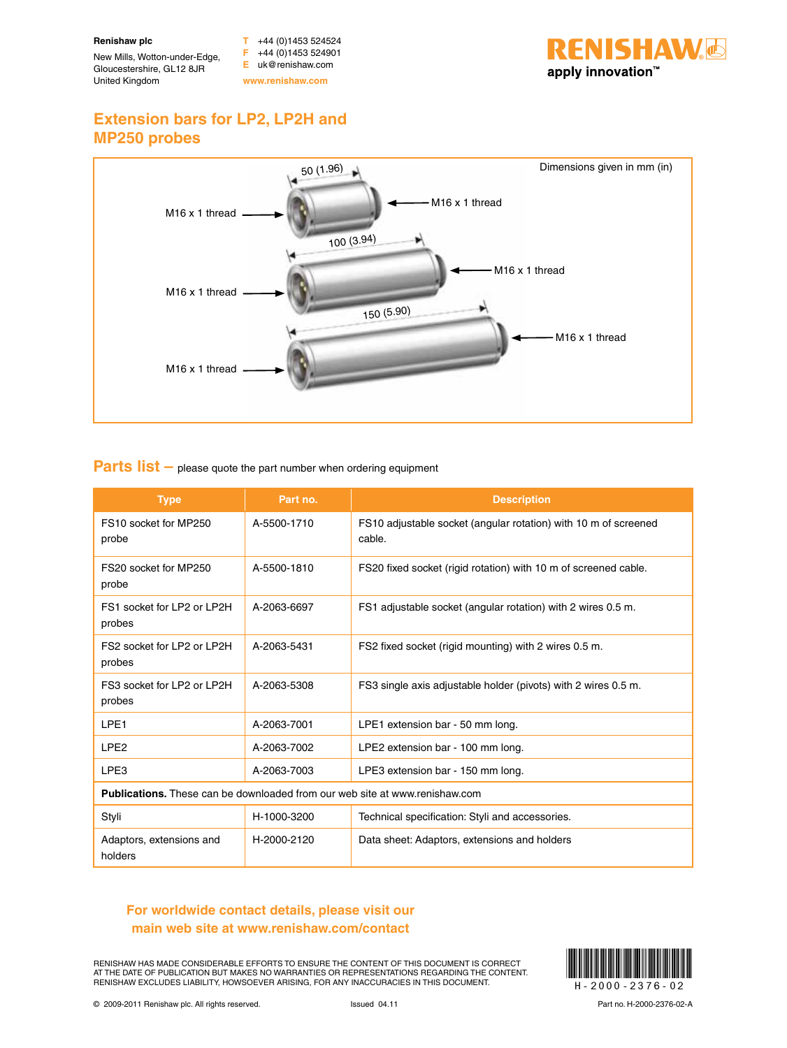Renishaw plc

New Mills, Wotton-under-Edge,
Gloucestershire, GL12 8JR
United Kingdom

T +44 (0)1453 524524
F +44 (0)1453 524901
E uk@renishaw.com

www.renishaw.com

RENISHAW
apply innovation™

# Extension bars for LP2, LP2H and MP250 probes

Dimensions given in mm (in)

50 (1.96)
M16 x 1 thread
M16 x 1 thread

100 (3.94)
M16 x 1 thread
M16 x 1 thread

150 (5.90)
M16 x 1 thread
M16 x 1 thread

## Parts list – please quote the part number when ordering equipment

| Type | Part no. | Description |
|---|---|---|
| FS10 socket for MP250 probe | A-5500-1710 | FS10 adjustable socket (angular rotation) with 10 m of screened cable. |
| FS20 socket for MP250 probe | A-5500-1810 | FS20 fixed socket (rigid rotation) with 10 m of screened cable. |
| FS1 socket for LP2 or LP2H probes | A-2063-6697 | FS1 adjustable socket (angular rotation) with 2 wires 0.5 m. |
| FS2 socket for LP2 or LP2H probes | A-2063-5431 | FS2 fixed socket (rigid mounting) with 2 wires 0.5 m. |
| FS3 socket for LP2 or LP2H probes | A-2063-5308 | FS3 single axis adjustable holder (pivots) with 2 wires 0.5 m. |
| LPE1 | A-2063-7001 | LPE1 extension bar - 50 mm long. |
| LPE2 | A-2063-7002 | LPE2 extension bar - 100 mm long. |
| LPE3 | A-2063-7003 | LPE3 extension bar - 150 mm long. |
| **Publications.** These can be downloaded from our web site at www.renishaw.com | | |
| Styli | H-1000-3200 | Technical specification: Styli and accessories. |
| Adaptors, extensions and holders | H-2000-2120 | Data sheet: Adaptors, extensions and holders |

**For worldwide contact details, please visit our main web site at www.renishaw.com/contact**

RENISHAW HAS MADE CONSIDERABLE EFFORTS TO ENSURE THE CONTENT OF THIS DOCUMENT IS CORRECT AT THE DATE OF PUBLICATION BUT MAKES NO WARRANTIES OR REPRESENTATIONS REGARDING THE CONTENT. RENISHAW EXCLUDES LIABILITY, HOWSOEVER ARISING, FOR ANY INACCURACIES IN THIS DOCUMENT.

H-2000-2376-02

© 2009-2011 Renishaw plc. All rights reserved. Issued 04.11 Part no. H-2000-2376-02-A